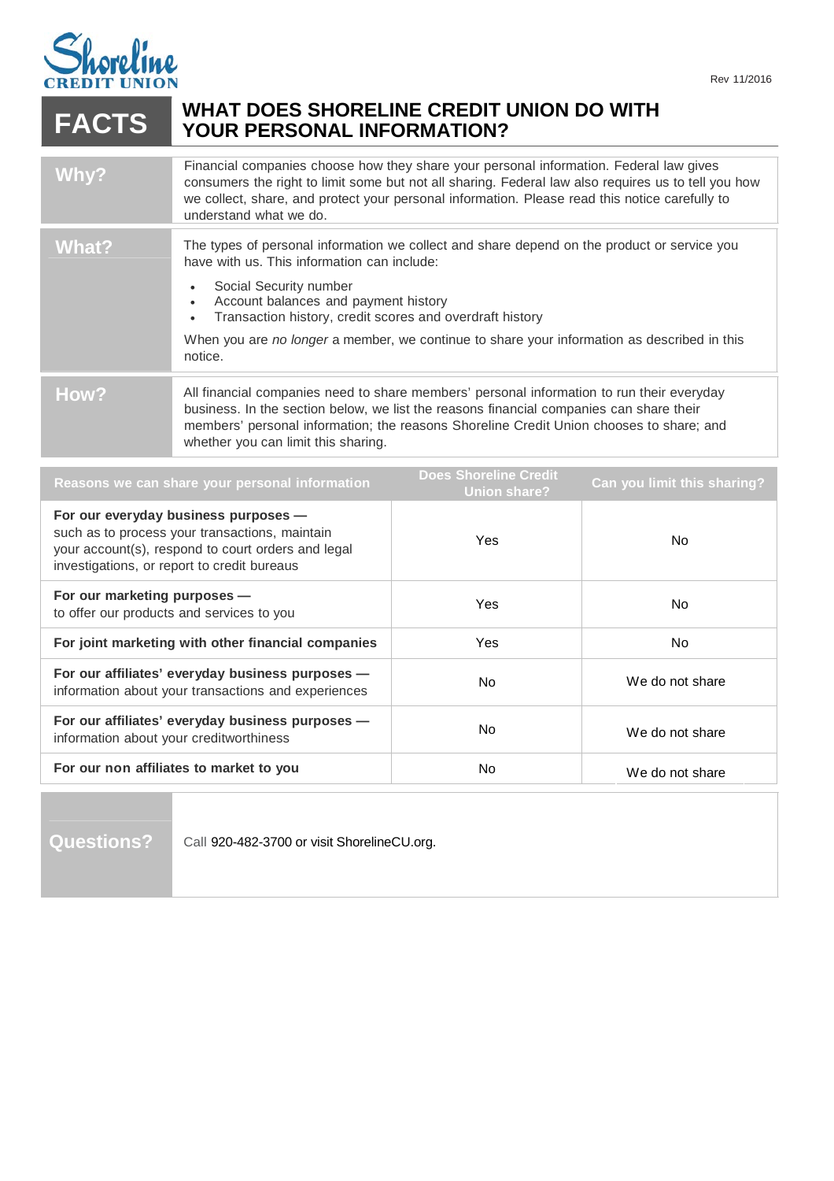Shoreline CREDIT UNION

Rev 11/2016

# FACTS — WHAT DOES SHORELINE CREDIT UNION DO WITH YOUR PERSONAL INFORMATION?

| | |
|---|---|
| **Why?** | Financial companies choose how they share your personal information. Federal law gives consumers the right to limit some but not all sharing. Federal law also requires us to tell you how we collect, share, and protect your personal information. Please read this notice carefully to understand what we do. |
| **What?** | The types of personal information we collect and share depend on the product or service you have with us. This information can include:<br>• Social Security number<br>• Account balances and payment history<br>• Transaction history, credit scores and overdraft history<br><br>When you are *no longer* a member, we continue to share your information as described in this notice. |
| **How?** | All financial companies need to share members' personal information to run their everyday business. In the section below, we list the reasons financial companies can share their members' personal information; the reasons Shoreline Credit Union chooses to share; and whether you can limit this sharing. |

| Reasons we can share your personal information | Does Shoreline Credit Union share? | Can you limit this sharing? |
|---|---|---|
| **For our everyday business purposes —** such as to process your transactions, maintain your account(s), respond to court orders and legal investigations, or report to credit bureaus | Yes | No |
| **For our marketing purposes —** to offer our products and services to you | Yes | No |
| **For joint marketing with other financial companies** | Yes | No |
| **For our affiliates' everyday business purposes —** information about your transactions and experiences | No | We do not share |
| **For our affiliates' everyday business purposes —** information about your creditworthiness | No | We do not share |
| **For our non affiliates to market to you** | No | We do not share |

| | |
|---|---|
| **Questions?** | Call 920-482-3700 or visit ShorelineCU.org. |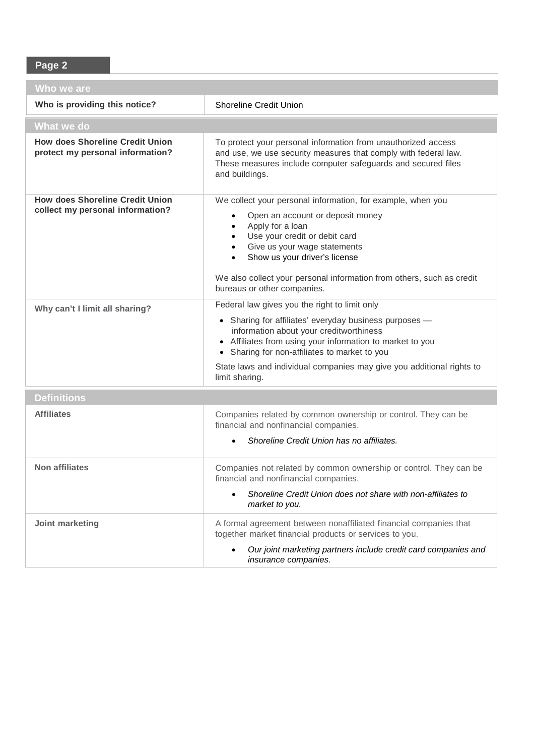**Page 2**

| Who we are | |
|---|---|
| **Who is providing this notice?** | Shoreline Credit Union |

| What we do | |
|---|---|
| **How does Shoreline Credit Union protect my personal information?** | To protect your personal information from unauthorized access and use, we use security measures that comply with federal law. These measures include computer safeguards and secured files and buildings. |
| **How does Shoreline Credit Union collect my personal information?** | We collect your personal information, for example, when you<br>• Open an account or deposit money<br>• Apply for a loan<br>• Use your credit or debit card<br>• Give us your wage statements<br>• Show us your driver's license<br><br>We also collect your personal information from others, such as credit bureaus or other companies. |
| **Why can't I limit all sharing?** | Federal law gives you the right to limit only<br>• Sharing for affiliates' everyday business purposes — information about your creditworthiness<br>• Affiliates from using your information to market to you<br>• Sharing for non-affiliates to market to you<br><br>State laws and individual companies may give you additional rights to limit sharing. |

| Definitions | |
|---|---|
| **Affiliates** | Companies related by common ownership or control. They can be financial and nonfinancial companies.<br>• *Shoreline Credit Union has no affiliates.* |
| **Non affiliates** | Companies not related by common ownership or control. They can be financial and nonfinancial companies.<br>• *Shoreline Credit Union does not share with non-affiliates to market to you.* |
| **Joint marketing** | A formal agreement between nonaffiliated financial companies that together market financial products or services to you.<br>• *Our joint marketing partners include credit card companies and insurance companies.* |